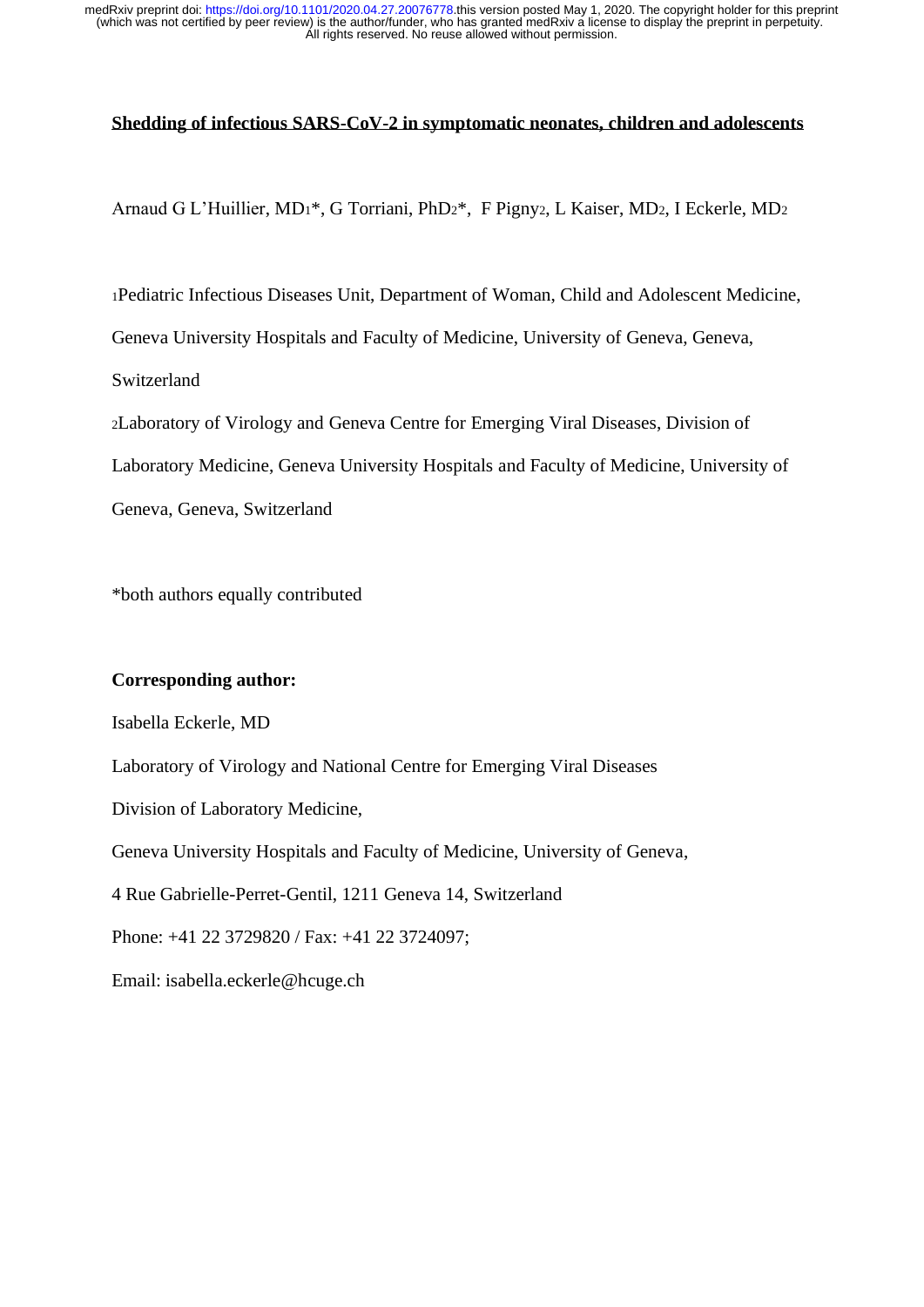**Shedding of infectious SARS-CoV-2 in symptomatic neonates, children and adolescents**

Arnaud G L'Huillier, MD[1]*, G Torriani, PhD[2]*, F Pigny[2], L Kaiser, MD[2], I Eckerle, MD[2]

[1]Pediatric Infectious Diseases Unit, Department of Woman, Child and Adolescent Medicine, Geneva University Hospitals and Faculty of Medicine, University of Geneva, Geneva, Switzerland

[2]Laboratory of Virology and Geneva Centre for Emerging Viral Diseases, Division of Laboratory Medicine, Geneva University Hospitals and Faculty of Medicine, University of Geneva, Geneva, Switzerland

*both authors equally contributed

**Corresponding author:**

Isabella Eckerle, MD

Laboratory of Virology and National Centre for Emerging Viral Diseases

Division of Laboratory Medicine,

Geneva University Hospitals and Faculty of Medicine, University of Geneva,

4 Rue Gabrielle-Perret-Gentil, 1211 Geneva 14, Switzerland

Phone: +41 22 3729820 / Fax: +41 22 3724097;

Email: isabella.eckerle@hcuge.ch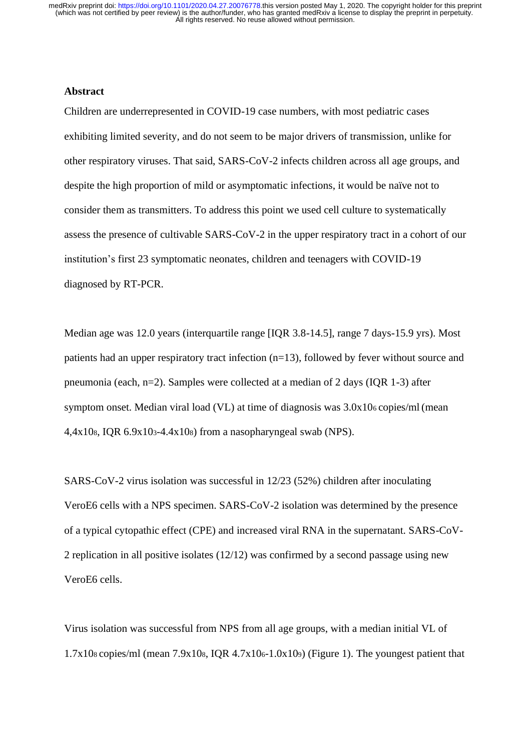## Abstract

Children are underrepresented in COVID-19 case numbers, with most pediatric cases exhibiting limited severity, and do not seem to be major drivers of transmission, unlike for other respiratory viruses. That said, SARS-CoV-2 infects children across all age groups, and despite the high proportion of mild or asymptomatic infections, it would be naïve not to consider them as transmitters. To address this point we used cell culture to systematically assess the presence of cultivable SARS-CoV-2 in the upper respiratory tract in a cohort of our institution's first 23 symptomatic neonates, children and teenagers with COVID-19 diagnosed by RT-PCR.

Median age was 12.0 years (interquartile range [IQR 3.8-14.5], range 7 days-15.9 yrs). Most patients had an upper respiratory tract infection (n=13), followed by fever without source and pneumonia (each, n=2). Samples were collected at a median of 2 days (IQR 1-3) after symptom onset. Median viral load (VL) at time of diagnosis was $3.0x10^6$ copies/ml (mean $4,4x10^8$, IQR $6.9x10^3$-$4.4x10^8$) from a nasopharyngeal swab (NPS).

SARS-CoV-2 virus isolation was successful in 12/23 (52%) children after inoculating VeroE6 cells with a NPS specimen. SARS-CoV-2 isolation was determined by the presence of a typical cytopathic effect (CPE) and increased viral RNA in the supernatant. SARS-CoV-2 replication in all positive isolates (12/12) was confirmed by a second passage using new VeroE6 cells.

Virus isolation was successful from NPS from all age groups, with a median initial VL of $1.7x10^8$ copies/ml (mean $7.9x10^8$, IQR $4.7x10^6$-$1.0x10^9$) (Figure 1). The youngest patient that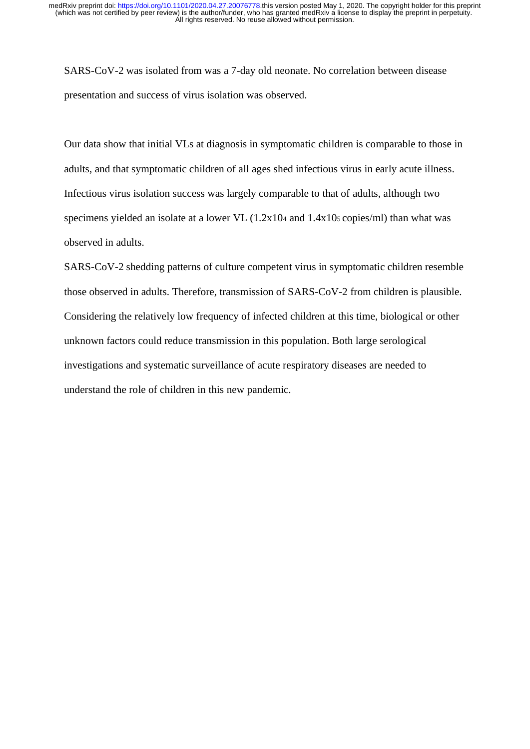SARS-CoV-2 was isolated from was a 7-day old neonate. No correlation between disease presentation and success of virus isolation was observed.

Our data show that initial VLs at diagnosis in symptomatic children is comparable to those in adults, and that symptomatic children of all ages shed infectious virus in early acute illness. Infectious virus isolation success was largely comparable to that of adults, although two specimens yielded an isolate at a lower VL ($1.2 \times 10^4$ and $1.4 \times 10^5$ copies/ml) than what was observed in adults.

SARS-CoV-2 shedding patterns of culture competent virus in symptomatic children resemble those observed in adults. Therefore, transmission of SARS-CoV-2 from children is plausible. Considering the relatively low frequency of infected children at this time, biological or other unknown factors could reduce transmission in this population. Both large serological investigations and systematic surveillance of acute respiratory diseases are needed to understand the role of children in this new pandemic.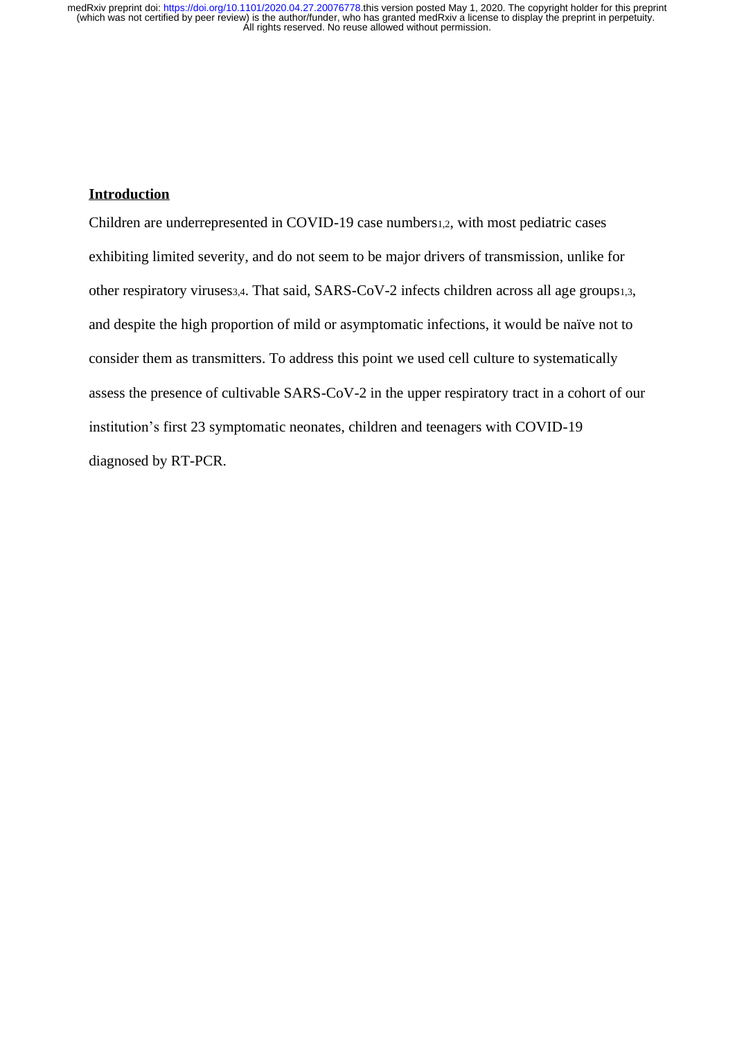## Introduction

Children are underrepresented in COVID-19 case numbers[1,2], with most pediatric cases exhibiting limited severity, and do not seem to be major drivers of transmission, unlike for other respiratory viruses[3,4]. That said, SARS-CoV-2 infects children across all age groups[1,3], and despite the high proportion of mild or asymptomatic infections, it would be naïve not to consider them as transmitters. To address this point we used cell culture to systematically assess the presence of cultivable SARS-CoV-2 in the upper respiratory tract in a cohort of our institution's first 23 symptomatic neonates, children and teenagers with COVID-19 diagnosed by RT-PCR.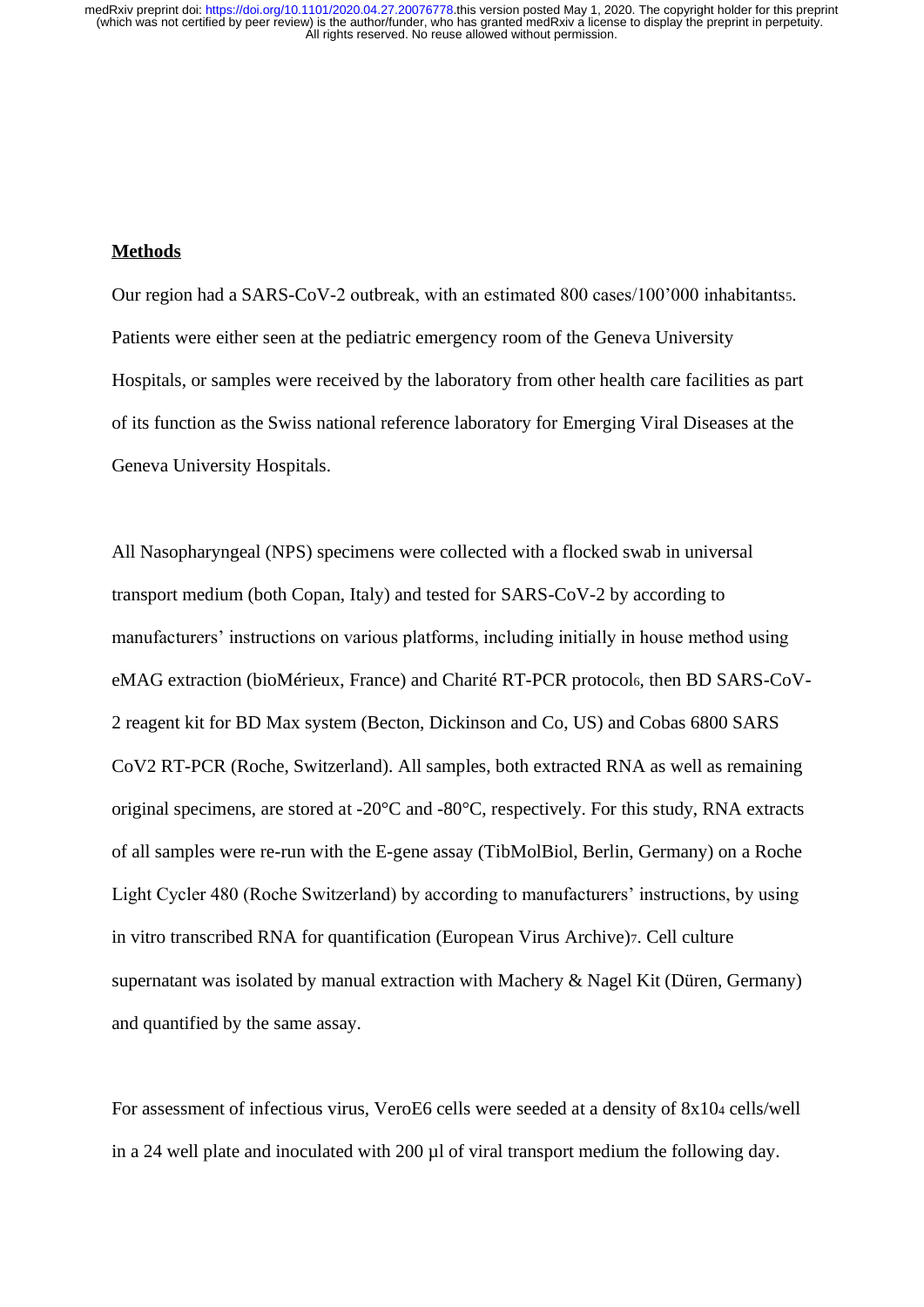## Methods

Our region had a SARS-CoV-2 outbreak, with an estimated 800 cases/100'000 inhabitants[5]. Patients were either seen at the pediatric emergency room of the Geneva University Hospitals, or samples were received by the laboratory from other health care facilities as part of its function as the Swiss national reference laboratory for Emerging Viral Diseases at the Geneva University Hospitals.

All Nasopharyngeal (NPS) specimens were collected with a flocked swab in universal transport medium (both Copan, Italy) and tested for SARS-CoV-2 by according to manufacturers' instructions on various platforms, including initially in house method using eMAG extraction (bioMérieux, France) and Charité RT-PCR protocol[6], then BD SARS-CoV-2 reagent kit for BD Max system (Becton, Dickinson and Co, US) and Cobas 6800 SARS CoV2 RT-PCR (Roche, Switzerland). All samples, both extracted RNA as well as remaining original specimens, are stored at -20°C and -80°C, respectively. For this study, RNA extracts of all samples were re-run with the E-gene assay (TibMolBiol, Berlin, Germany) on a Roche Light Cycler 480 (Roche Switzerland) by according to manufacturers' instructions, by using in vitro transcribed RNA for quantification (European Virus Archive)[7]. Cell culture supernatant was isolated by manual extraction with Machery & Nagel Kit (Düren, Germany) and quantified by the same assay.

For assessment of infectious virus, VeroE6 cells were seeded at a density of $8x10^4$ cells/well in a 24 well plate and inoculated with 200 µl of viral transport medium the following day.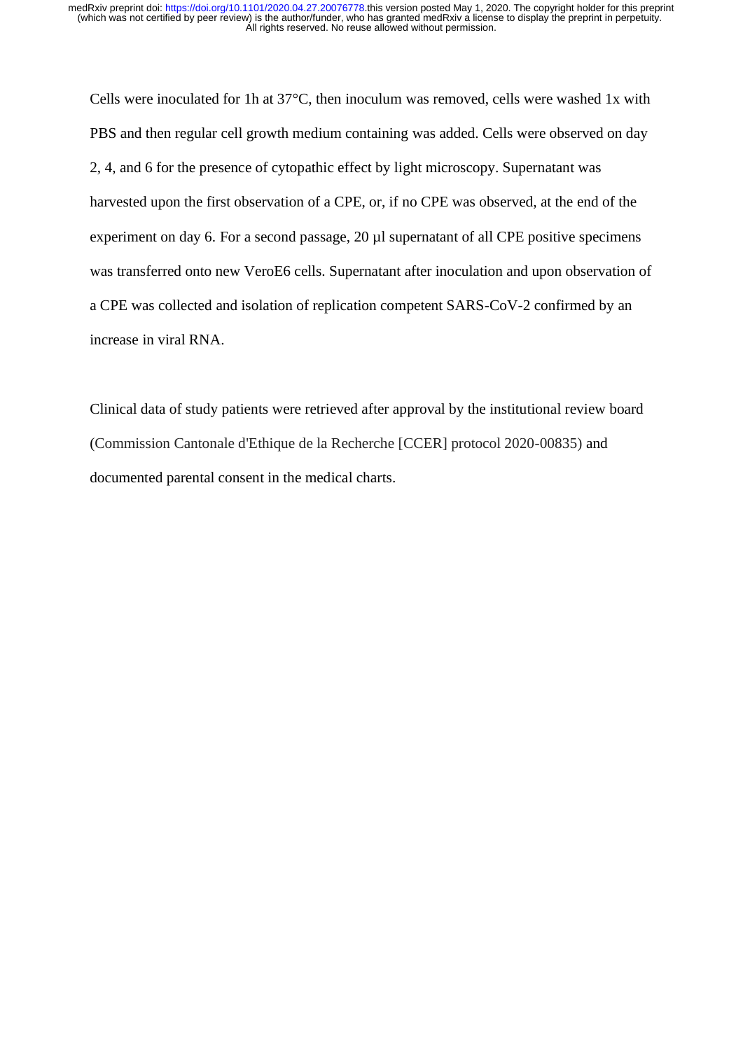Cells were inoculated for 1h at 37°C, then inoculum was removed, cells were washed 1x with PBS and then regular cell growth medium containing was added. Cells were observed on day 2, 4, and 6 for the presence of cytopathic effect by light microscopy. Supernatant was harvested upon the first observation of a CPE, or, if no CPE was observed, at the end of the experiment on day 6. For a second passage, 20 µl supernatant of all CPE positive specimens was transferred onto new VeroE6 cells. Supernatant after inoculation and upon observation of a CPE was collected and isolation of replication competent SARS-CoV-2 confirmed by an increase in viral RNA.

Clinical data of study patients were retrieved after approval by the institutional review board (Commission Cantonale d'Ethique de la Recherche [CCER] protocol 2020-00835) and documented parental consent in the medical charts.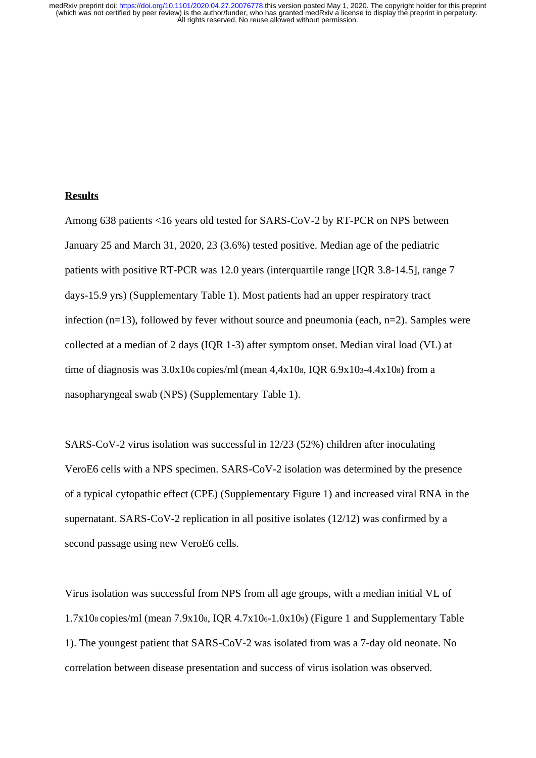**Results**

Among 638 patients <16 years old tested for SARS-CoV-2 by RT-PCR on NPS between January 25 and March 31, 2020, 23 (3.6%) tested positive. Median age of the pediatric patients with positive RT-PCR was 12.0 years (interquartile range [IQR 3.8-14.5], range 7 days-15.9 yrs) (Supplementary Table 1). Most patients had an upper respiratory tract infection (n=13), followed by fever without source and pneumonia (each, n=2). Samples were collected at a median of 2 days (IQR 1-3) after symptom onset. Median viral load (VL) at time of diagnosis was $3.0x10^6$ copies/ml (mean $4,4x10^8$, IQR $6.9x10^3$-$4.4x10^8$) from a nasopharyngeal swab (NPS) (Supplementary Table 1).

SARS-CoV-2 virus isolation was successful in 12/23 (52%) children after inoculating VeroE6 cells with a NPS specimen. SARS-CoV-2 isolation was determined by the presence of a typical cytopathic effect (CPE) (Supplementary Figure 1) and increased viral RNA in the supernatant. SARS-CoV-2 replication in all positive isolates (12/12) was confirmed by a second passage using new VeroE6 cells.

Virus isolation was successful from NPS from all age groups, with a median initial VL of $1.7x10^8$ copies/ml (mean $7.9x10^8$, IQR $4.7x10^6$-$1.0x10^9$) (Figure 1 and Supplementary Table 1). The youngest patient that SARS-CoV-2 was isolated from was a 7-day old neonate. No correlation between disease presentation and success of virus isolation was observed.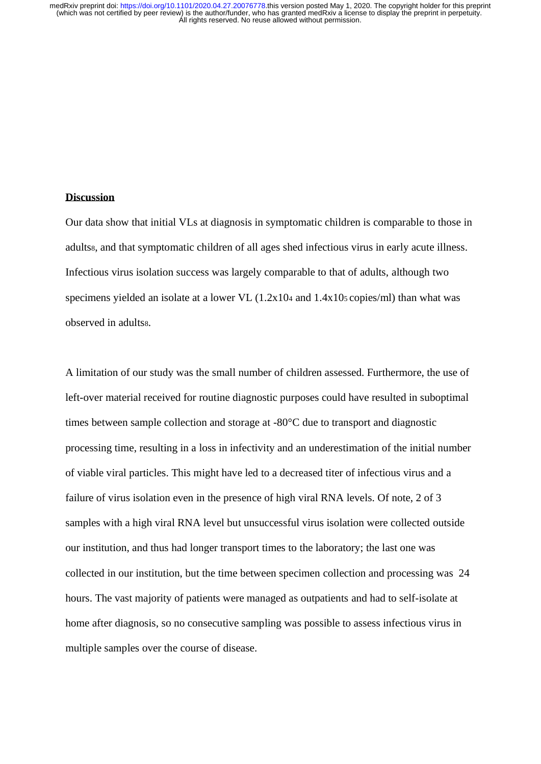## Discussion

Our data show that initial VLs at diagnosis in symptomatic children is comparable to those in adults[8], and that symptomatic children of all ages shed infectious virus in early acute illness. Infectious virus isolation success was largely comparable to that of adults, although two specimens yielded an isolate at a lower VL ($1.2x10^4$ and $1.4x10^5$ copies/ml) than what was observed in adults[8].

A limitation of our study was the small number of children assessed. Furthermore, the use of left-over material received for routine diagnostic purposes could have resulted in suboptimal times between sample collection and storage at -80°C due to transport and diagnostic processing time, resulting in a loss in infectivity and an underestimation of the initial number of viable viral particles. This might have led to a decreased titer of infectious virus and a failure of virus isolation even in the presence of high viral RNA levels. Of note, 2 of 3 samples with a high viral RNA level but unsuccessful virus isolation were collected outside our institution, and thus had longer transport times to the laboratory; the last one was collected in our institution, but the time between specimen collection and processing was 24 hours. The vast majority of patients were managed as outpatients and had to self-isolate at home after diagnosis, so no consecutive sampling was possible to assess infectious virus in multiple samples over the course of disease.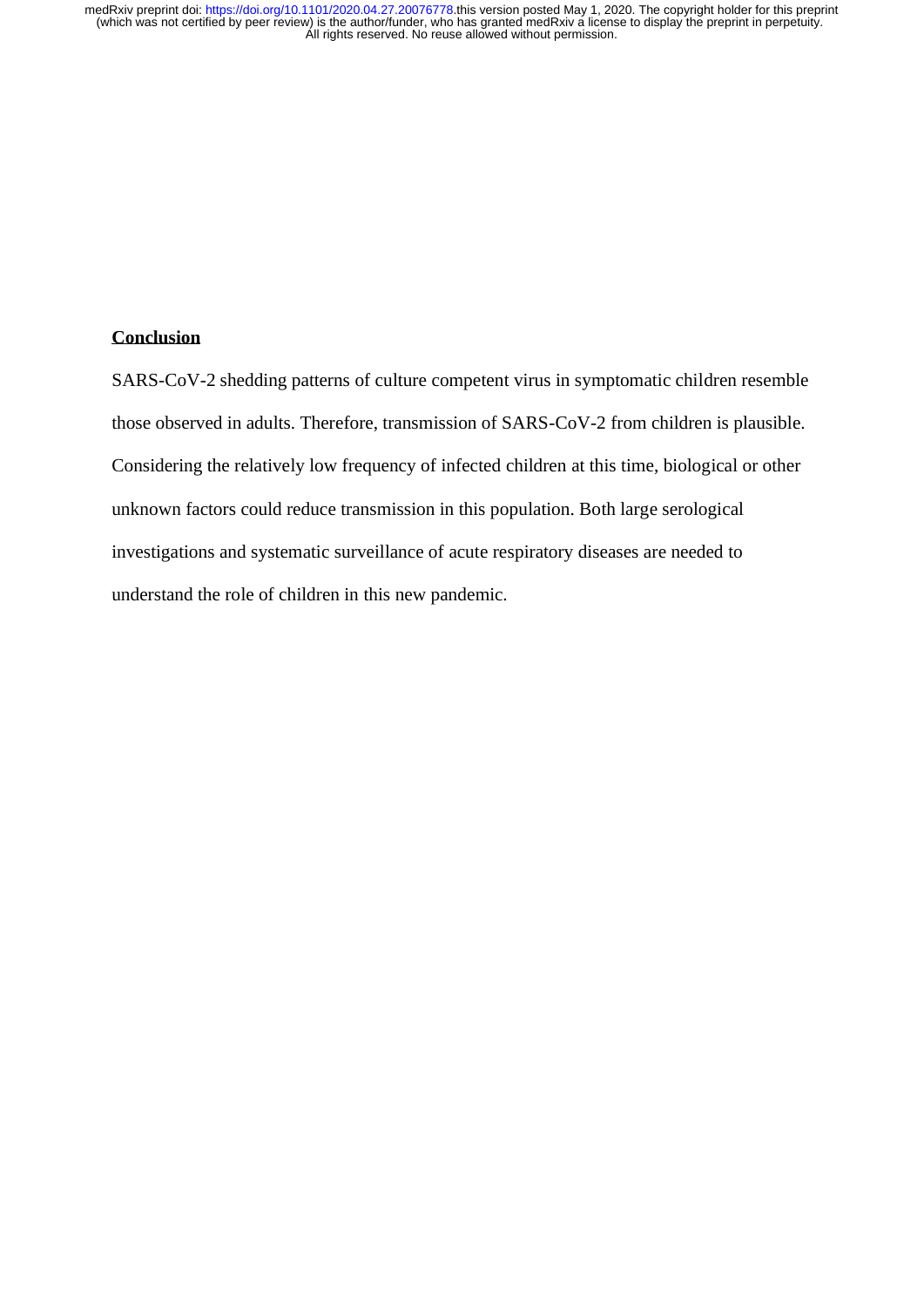## Conclusion

SARS-CoV-2 shedding patterns of culture competent virus in symptomatic children resemble those observed in adults. Therefore, transmission of SARS-CoV-2 from children is plausible. Considering the relatively low frequency of infected children at this time, biological or other unknown factors could reduce transmission in this population. Both large serological investigations and systematic surveillance of acute respiratory diseases are needed to understand the role of children in this new pandemic.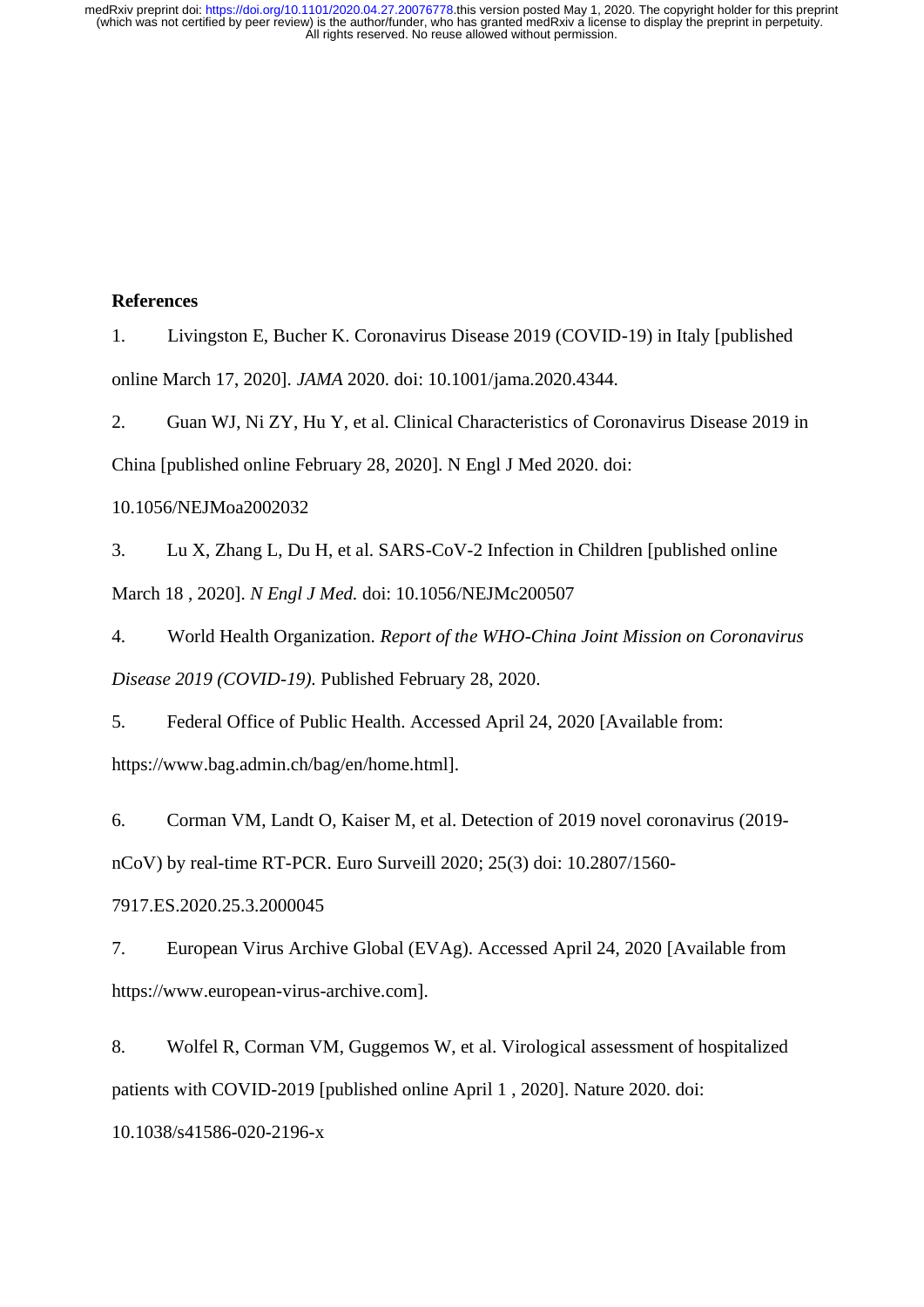**References**

1. Livingston E, Bucher K. Coronavirus Disease 2019 (COVID-19) in Italy [published online March 17, 2020]. *JAMA* 2020. doi: 10.1001/jama.2020.4344.

2. Guan WJ, Ni ZY, Hu Y, et al. Clinical Characteristics of Coronavirus Disease 2019 in China [published online February 28, 2020]. N Engl J Med 2020. doi: 10.1056/NEJMoa2002032

3. Lu X, Zhang L, Du H, et al. SARS-CoV-2 Infection in Children [published online March 18 , 2020]. *N Engl J Med.* doi: 10.1056/NEJMc200507

4. World Health Organization. *Report of the WHO-China Joint Mission on Coronavirus Disease 2019 (COVID-19)*. Published February 28, 2020.

5. Federal Office of Public Health. Accessed April 24, 2020 [Available from: https://www.bag.admin.ch/bag/en/home.html].

6. Corman VM, Landt O, Kaiser M, et al. Detection of 2019 novel coronavirus (2019-nCoV) by real-time RT-PCR. Euro Surveill 2020; 25(3) doi: 10.2807/1560-7917.ES.2020.25.3.2000045

7. European Virus Archive Global (EVAg). Accessed April 24, 2020 [Available from https://www.european-virus-archive.com].

8. Wolfel R, Corman VM, Guggemos W, et al. Virological assessment of hospitalized patients with COVID-2019 [published online April 1 , 2020]. Nature 2020. doi: 10.1038/s41586-020-2196-x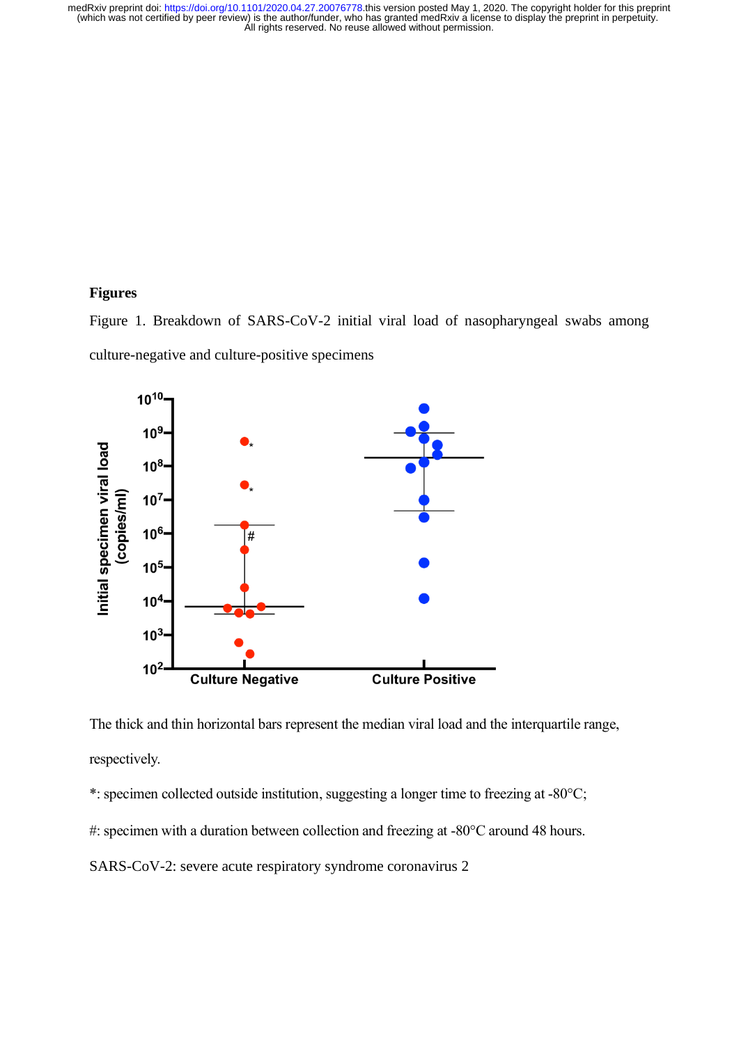**Figures**

Figure 1. Breakdown of SARS-CoV-2 initial viral load of nasopharyngeal swabs among culture-negative and culture-positive specimens

Initial specimen viral load (copies/ml)

$10^{10}$
$10^{9}$
$10^{8}$
$10^{7}$
$10^{6}$
$10^{5}$
$10^{4}$
$10^{3}$
$10^{2}$

*
*
#

Culture Negative

Culture Positive

The thick and thin horizontal bars represent the median viral load and the interquartile range, respectively.

*: specimen collected outside institution, suggesting a longer time to freezing at -80°C;

#: specimen with a duration between collection and freezing at -80°C around 48 hours.

SARS-CoV-2: severe acute respiratory syndrome coronavirus 2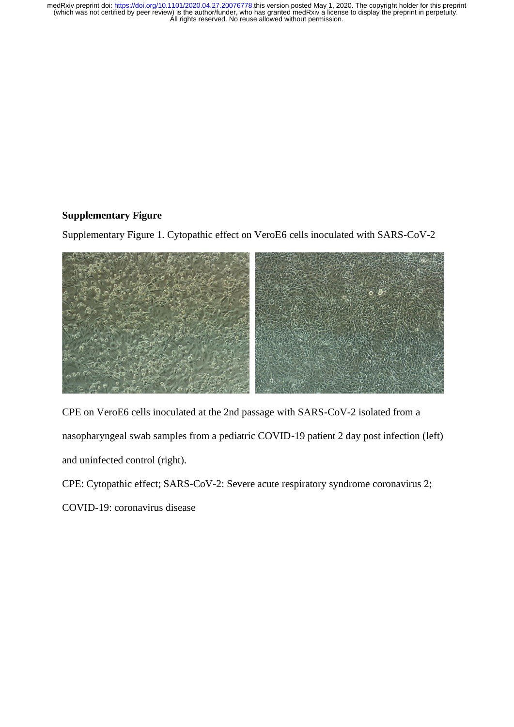**Supplementary Figure**

Supplementary Figure 1. Cytopathic effect on VeroE6 cells inoculated with SARS-CoV-2

CPE on VeroE6 cells inoculated at the 2nd passage with SARS-CoV-2 isolated from a nasopharyngeal swab samples from a pediatric COVID-19 patient 2 day post infection (left) and uninfected control (right).

CPE: Cytopathic effect; SARS-CoV-2: Severe acute respiratory syndrome coronavirus 2; COVID-19: coronavirus disease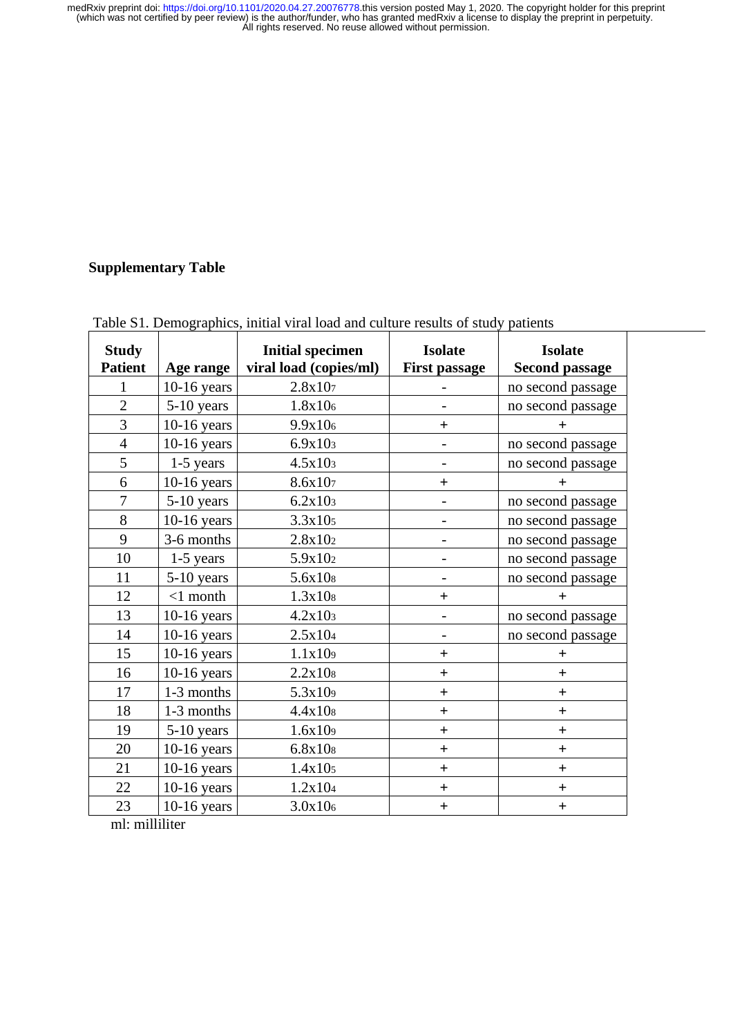## Supplementary Table

Table S1. Demographics, initial viral load and culture results of study patients

| Study Patient | Age range | Initial specimen viral load (copies/ml) | Isolate First passage | Isolate Second passage |
|---|---|---|---|---|
| 1 | 10-16 years | $2.8 \times 10^7$ | - | no second passage |
| 2 | 5-10 years | $1.8 \times 10^6$ | - | no second passage |
| 3 | 10-16 years | $9.9 \times 10^6$ | + | + |
| 4 | 10-16 years | $6.9 \times 10^3$ | - | no second passage |
| 5 | 1-5 years | $4.5 \times 10^3$ | - | no second passage |
| 6 | 10-16 years | $8.6 \times 10^7$ | + | + |
| 7 | 5-10 years | $6.2 \times 10^3$ | - | no second passage |
| 8 | 10-16 years | $3.3 \times 10^5$ | - | no second passage |
| 9 | 3-6 months | $2.8 \times 10^2$ | - | no second passage |
| 10 | 1-5 years | $5.9 \times 10^2$ | - | no second passage |
| 11 | 5-10 years | $5.6 \times 10^8$ | - | no second passage |
| 12 | <1 month | $1.3 \times 10^8$ | + | + |
| 13 | 10-16 years | $4.2 \times 10^3$ | - | no second passage |
| 14 | 10-16 years | $2.5 \times 10^4$ | - | no second passage |
| 15 | 10-16 years | $1.1 \times 10^9$ | + | + |
| 16 | 10-16 years | $2.2 \times 10^8$ | + | + |
| 17 | 1-3 months | $5.3 \times 10^9$ | + | + |
| 18 | 1-3 months | $4.4 \times 10^8$ | + | + |
| 19 | 5-10 years | $1.6 \times 10^9$ | + | + |
| 20 | 10-16 years | $6.8 \times 10^8$ | + | + |
| 21 | 10-16 years | $1.4 \times 10^5$ | + | + |
| 22 | 10-16 years | $1.2 \times 10^4$ | + | + |
| 23 | 10-16 years | $3.0 \times 10^6$ | + | + |

ml: milliliter